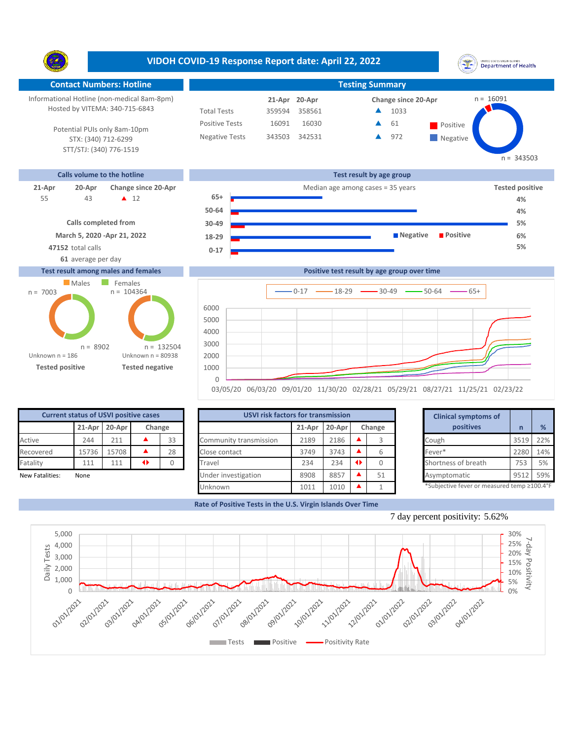# VIDOH COVID-19 Response Report date: April 22, 2022

## Contact Numbers: Hotline

Informational Hotline (non-medical 8am-8pm)
Hosted by VITEMA: 340-715-6843

Potential PUIs only 8am-10pm
STX: (340) 712-6299
STT/STJ: (340) 776-1519

## Testing Summary

| | 21-Apr | 20-Apr | Change since 20-Apr |
|---|---|---|---|
| Total Tests | 359594 | 358561 | ▲ 1033 |
| Positive Tests | 16091 | 16030 | ▲ 61 |
| Negative Tests | 343503 | 342531 | ▲ 972 |

Positive n = 16091
Negative n = 343503

## Calls volume to the hotline

| 21-Apr | 20-Apr | Change since 20-Apr |
|---|---|---|
| 55 | 43 | ▲ 12 |

**Calls completed from**
**March 5, 2020 -Apr 21, 2022**
**47152** total calls
**61** average per day

## Test result by age group

Median age among cases = 35 years

| Age group | Tested positive |
|---|---|
| 65+ | 4% |
| 50-64 | 4% |
| 30-49 | 5% |
| 18-29 | 6% |
| 0-17 | 5% |

## Test result among males and females

| | Males | Females |
|---|---|---|
| Tested positive | n = 7003 | n = 8902 |
| Tested negative | n = 104364 | n = 132504 |

Unknown n = 186 (Tested positive)
Unknown n = 80938 (Tested negative)

## Positive test result by age group over time

Legend: 0-17, 18-29, 30-49, 50-64, 65+

## Current status of USVI positive cases

| | 21-Apr | 20-Apr | Change | |
|---|---|---|---|---|
| Active | 244 | 211 | ▲ | 33 |
| Recovered | 15736 | 15708 | ▲ | 28 |
| Fatality | 111 | 111 | ◆ | 0 |

New Fatalities: None

## USVI risk factors for transmission

| | 21-Apr | 20-Apr | Change | |
|---|---|---|---|---|
| Community transmission | 2189 | 2186 | ▲ | 3 |
| Close contact | 3749 | 3743 | ▲ | 6 |
| Travel | 234 | 234 | ◆ | 0 |
| Under investigation | 8908 | 8857 | ▲ | 51 |
| Unknown | 1011 | 1010 | ▲ | 1 |

## Clinical symptoms of positives

| Clinical symptoms of positives | n | % |
|---|---|---|
| Cough | 3519 | 22% |
| Fever* | 2280 | 14% |
| Shortness of breath | 753 | 5% |
| Asymptomatic | 9512 | 59% |

*Subjective fever or measured temp ≥100.4°F

## Rate of Positive Tests in the U.S. Virgin Islands Over Time

7 day percent positivity: 5.62%

Legend: Tests, Positive, Positivity Rate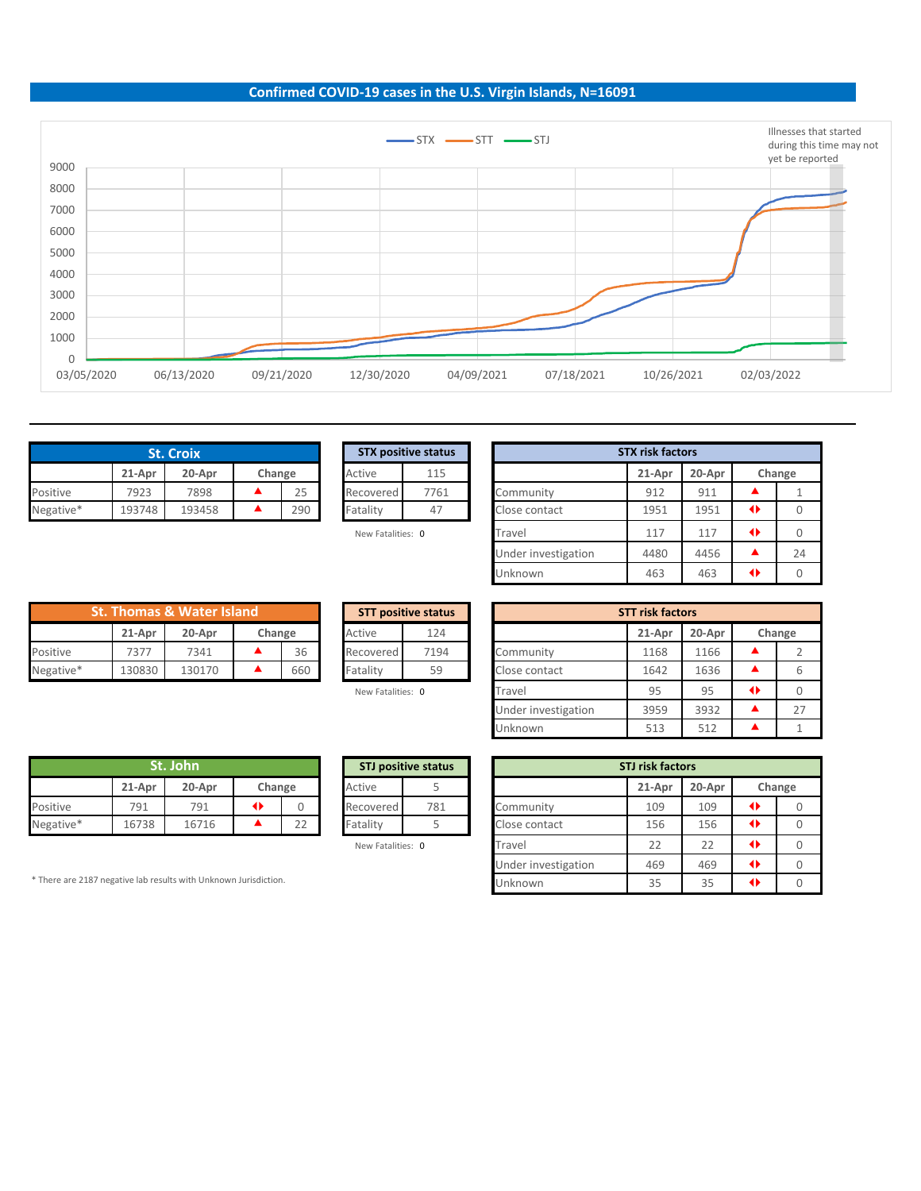## Confirmed COVID-19 cases in the U.S. Virgin Islands, N=16091

STX STT STJ

Illnesses that started during this time may not yet be reported

9000
8000
7000
6000
5000
4000
3000
2000
1000
0

03/05/2020 06/13/2020 09/21/2020 12/30/2020 04/09/2021 07/18/2021 10/26/2021 02/03/2022

| St. Croix | 21-Apr | 20-Apr | Change | |
|---|---|---|---|---|
| Positive | 7923 | 7898 | ▲ | 25 |
| Negative* | 193748 | 193458 | ▲ | 290 |

| STX positive status | |
|---|---|
| Active | 115 |
| Recovered | 7761 |
| Fatality | 47 |

New Fatalities: 0

| STX risk factors | 21-Apr | 20-Apr | Change | |
|---|---|---|---|---|
| Community | 912 | 911 | ▲ | 1 |
| Close contact | 1951 | 1951 | ◆ | 0 |
| Travel | 117 | 117 | ◆ | 0 |
| Under investigation | 4480 | 4456 | ▲ | 24 |
| Unknown | 463 | 463 | ◆ | 0 |

| St. Thomas & Water Island | 21-Apr | 20-Apr | Change | |
|---|---|---|---|---|
| Positive | 7377 | 7341 | ▲ | 36 |
| Negative* | 130830 | 130170 | ▲ | 660 |

| STT positive status | |
|---|---|
| Active | 124 |
| Recovered | 7194 |
| Fatality | 59 |

New Fatalities: 0

| STT risk factors | 21-Apr | 20-Apr | Change | |
|---|---|---|---|---|
| Community | 1168 | 1166 | ▲ | 2 |
| Close contact | 1642 | 1636 | ▲ | 6 |
| Travel | 95 | 95 | ◆ | 0 |
| Under investigation | 3959 | 3932 | ▲ | 27 |
| Unknown | 513 | 512 | ▲ | 1 |

| St. John | 21-Apr | 20-Apr | Change | |
|---|---|---|---|---|
| Positive | 791 | 791 | ◆ | 0 |
| Negative* | 16738 | 16716 | ▲ | 22 |

| STJ positive status | |
|---|---|
| Active | 5 |
| Recovered | 781 |
| Fatality | 5 |

New Fatalities: 0

| STJ risk factors | 21-Apr | 20-Apr | Change | |
|---|---|---|---|---|
| Community | 109 | 109 | ◆ | 0 |
| Close contact | 156 | 156 | ◆ | 0 |
| Travel | 22 | 22 | ◆ | 0 |
| Under investigation | 469 | 469 | ◆ | 0 |
| Unknown | 35 | 35 | ◆ | 0 |

* There are 2187 negative lab results with Unknown Jurisdiction.